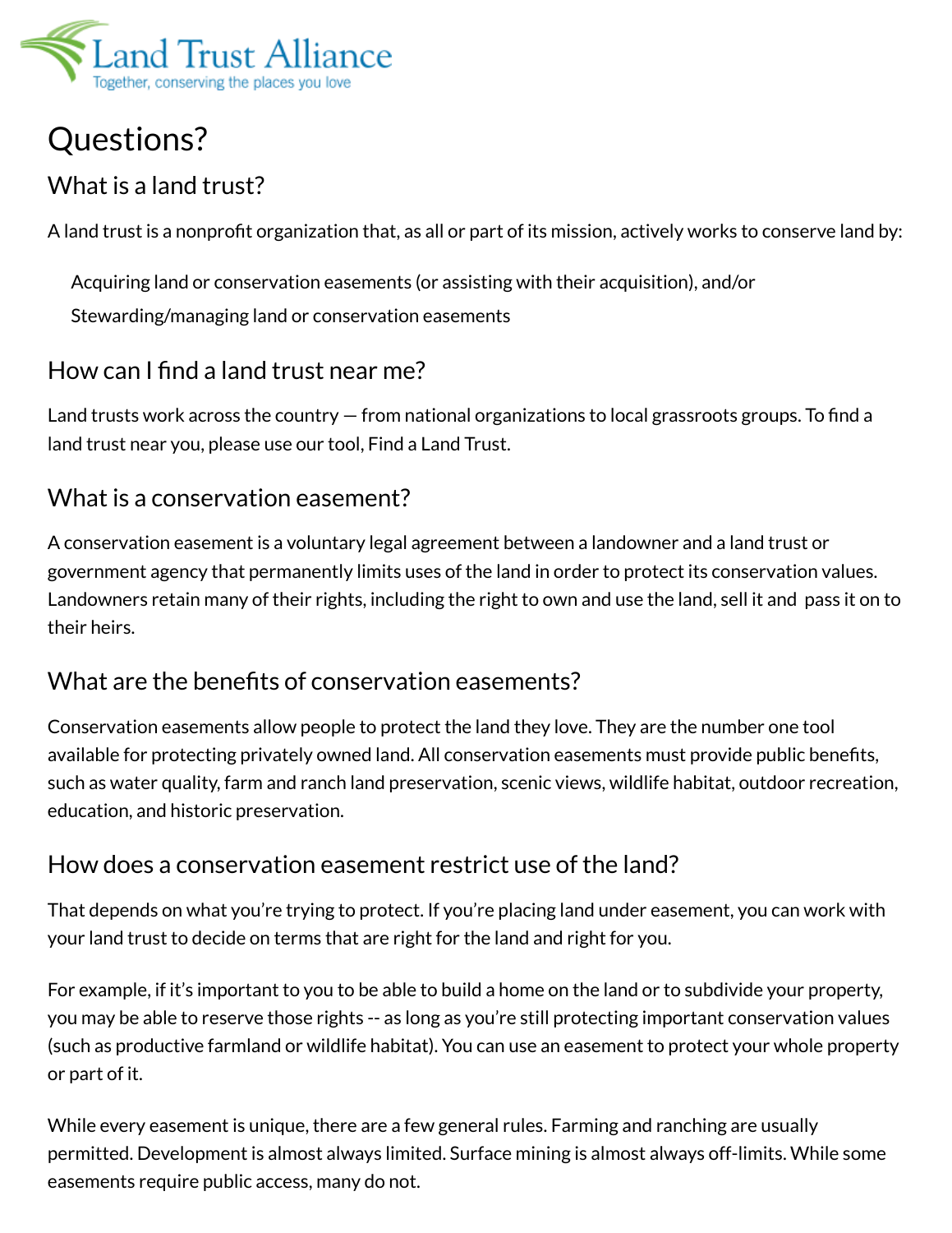Land Trust Alliance

Together, conserving the places you love

# Questions?

## What is a land trust?

A land trust is a nonprofit organization that, as all or part of its mission, actively works to conserve land by:

- Acquiring land or conservation easements (or assisting with their acquisition), and/or
- Stewarding/managing land or conservation easements

## How can I find a land trust near me?

Land trusts work across the country — from national organizations to local grassroots groups. To find a land trust near you, please use our tool, Find a Land Trust.

## What is a conservation easement?

A conservation easement is a voluntary legal agreement between a landowner and a land trust or government agency that permanently limits uses of the land in order to protect its conservation values. Landowners retain many of their rights, including the right to own and use the land, sell it and pass it on to their heirs.

## What are the benefits of conservation easements?

Conservation easements allow people to protect the land they love. They are the number one tool available for protecting privately owned land. All conservation easements must provide public benefits, such as water quality, farm and ranch land preservation, scenic views, wildlife habitat, outdoor recreation, education, and historic preservation.

## How does a conservation easement restrict use of the land?

That depends on what you're trying to protect. If you're placing land under easement, you can work with your land trust to decide on terms that are right for the land and right for you.

For example, if it's important to you to be able to build a home on the land or to subdivide your property, you may be able to reserve those rights -- as long as you're still protecting important conservation values (such as productive farmland or wildlife habitat). You can use an easement to protect your whole property or part of it.

While every easement is unique, there are a few general rules. Farming and ranching are usually permitted. Development is almost always limited. Surface mining is almost always off-limits. While some easements require public access, many do not.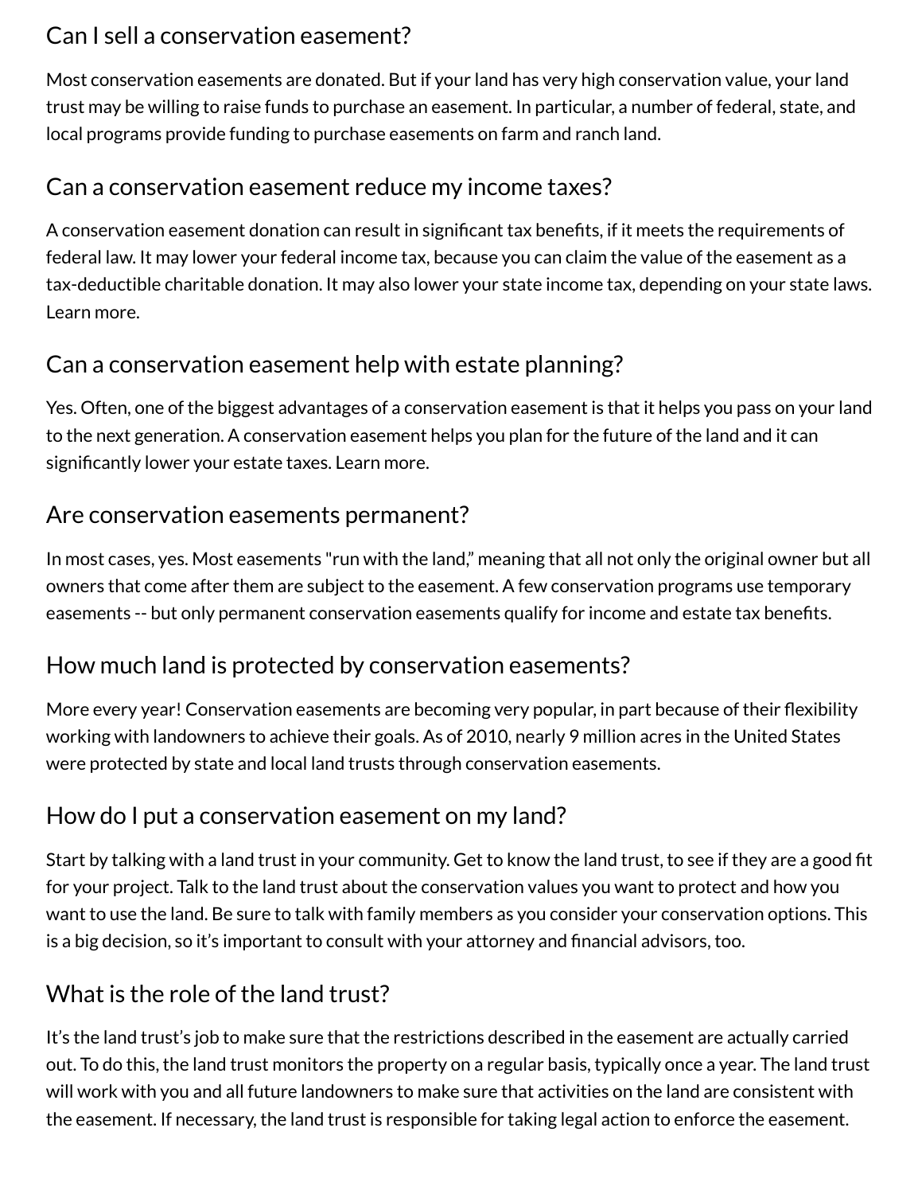## Can I sell a conservation easement?

Most conservation easements are donated. But if your land has very high conservation value, your land trust may be willing to raise funds to purchase an easement. In particular, a number of federal, state, and local programs provide funding to purchase easements on farm and ranch land.

## Can a conservation easement reduce my income taxes?

A conservation easement donation can result in significant tax benefits, if it meets the requirements of federal law. It may lower your federal income tax, because you can claim the value of the easement as a tax-deductible charitable donation. It may also lower your state income tax, depending on your state laws. Learn more.

## Can a conservation easement help with estate planning?

Yes. Often, one of the biggest advantages of a conservation easement is that it helps you pass on your land to the next generation. A conservation easement helps you plan for the future of the land and it can significantly lower your estate taxes. Learn more.

## Are conservation easements permanent?

In most cases, yes. Most easements "run with the land," meaning that all not only the original owner but all owners that come after them are subject to the easement. A few conservation programs use temporary easements -- but only permanent conservation easements qualify for income and estate tax benefits.

## How much land is protected by conservation easements?

More every year! Conservation easements are becoming very popular, in part because of their flexibility working with landowners to achieve their goals. As of 2010, nearly 9 million acres in the United States were protected by state and local land trusts through conservation easements.

## How do I put a conservation easement on my land?

Start by talking with a land trust in your community. Get to know the land trust, to see if they are a good fit for your project. Talk to the land trust about the conservation values you want to protect and how you want to use the land. Be sure to talk with family members as you consider your conservation options. This is a big decision, so it's important to consult with your attorney and financial advisors, too.

## What is the role of the land trust?

It's the land trust's job to make sure that the restrictions described in the easement are actually carried out. To do this, the land trust monitors the property on a regular basis, typically once a year. The land trust will work with you and all future landowners to make sure that activities on the land are consistent with the easement. If necessary, the land trust is responsible for taking legal action to enforce the easement.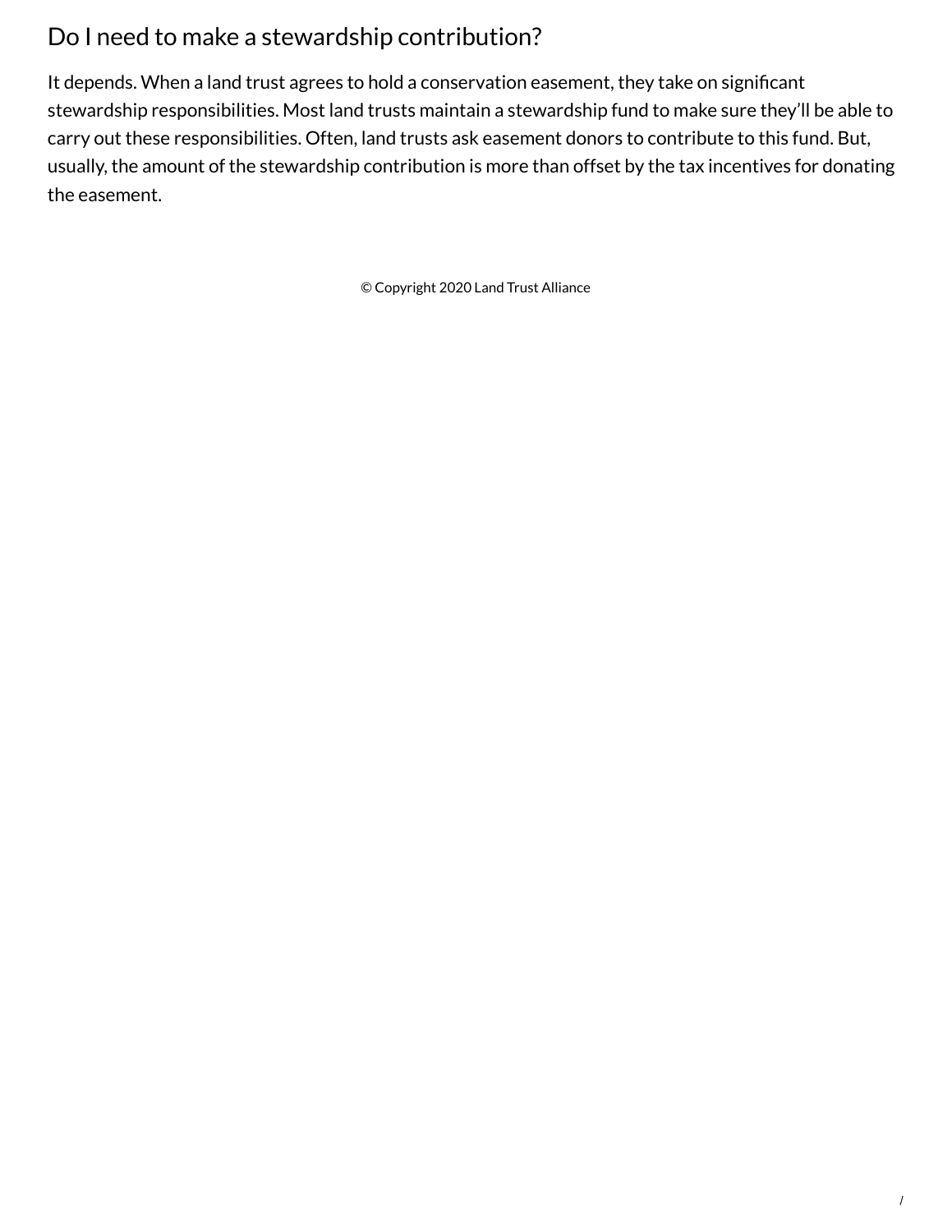## Do I need to make a stewardship contribution?

It depends. When a land trust agrees to hold a conservation easement, they take on significant stewardship responsibilities. Most land trusts maintain a stewardship fund to make sure they'll be able to carry out these responsibilities. Often, land trusts ask easement donors to contribute to this fund. But, usually, the amount of the stewardship contribution is more than offset by the tax incentives for donating the easement.

© Copyright 2020 Land Trust Alliance